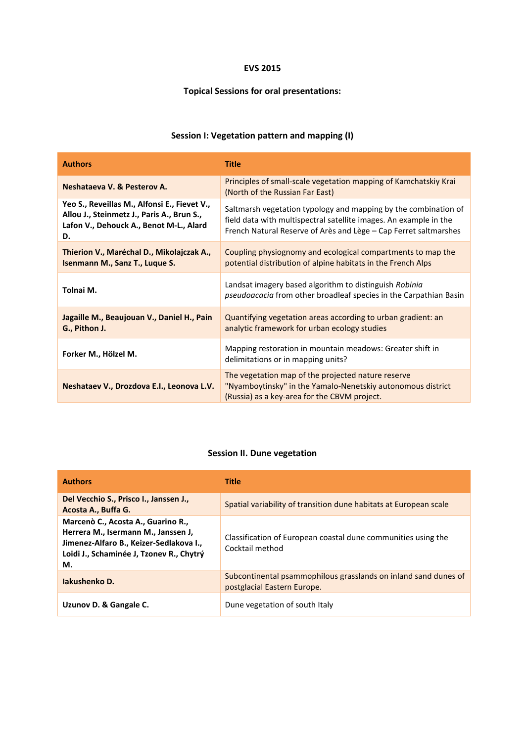# EVS 2015

## Topical Sessions for oral presentations:

### Session I: Vegetation pattern and mapping (I)

| Authors | Title |
|---|---|
| **Neshataeva V. & Pesterov A.** | Principles of small-scale vegetation mapping of Kamchatskiy Krai (North of the Russian Far East) |
| **Yeo S., Reveillas M., Alfonsi E., Fievet V., Allou J., Steinmetz J., Paris A., Brun S., Lafon V., Dehouck A., Benot M-L., Alard D.** | Saltmarsh vegetation typology and mapping by the combination of field data with multispectral satellite images. An example in the French Natural Reserve of Arès and Lège – Cap Ferret saltmarshes |
| **Thierion V., Maréchal D., Mikolajczak A., Isenmann M., Sanz T., Luque S.** | Coupling physiognomy and ecological compartments to map the potential distribution of alpine habitats in the French Alps |
| **Tolnai M.** | Landsat imagery based algorithm to distinguish *Robinia pseudoacacia* from other broadleaf species in the Carpathian Basin |
| **Jagaille M., Beaujouan V., Daniel H., Pain G., Pithon J.** | Quantifying vegetation areas according to urban gradient: an analytic framework for urban ecology studies |
| **Forker M., Hölzel M.** | Mapping restoration in mountain meadows: Greater shift in delimitations or in mapping units? |
| **Neshataev V., Drozdova E.I., Leonova L.V.** | The vegetation map of the projected nature reserve "Nyamboytinsky" in the Yamalo-Nenetskiy autonomous district (Russia) as a key-area for the CBVM project. |

### Session II. Dune vegetation

| Authors | Title |
|---|---|
| **Del Vecchio S., Prisco I., Janssen J., Acosta A., Buffa G.** | Spatial variability of transition dune habitats at European scale |
| **Marcenò C., Acosta A., Guarino R., Herrera M., Isermann M., Janssen J, Jimenez-Alfaro B., Keizer-Sedlakova I., Loidi J., Schaminée J, Tzonev R., Chytrý M.** | Classification of European coastal dune communities using the Cocktail method |
| **Iakushenko D.** | Subcontinental psammophilous grasslands on inland sand dunes of postglacial Eastern Europe. |
| **Uzunov D. & Gangale C.** | Dune vegetation of south Italy |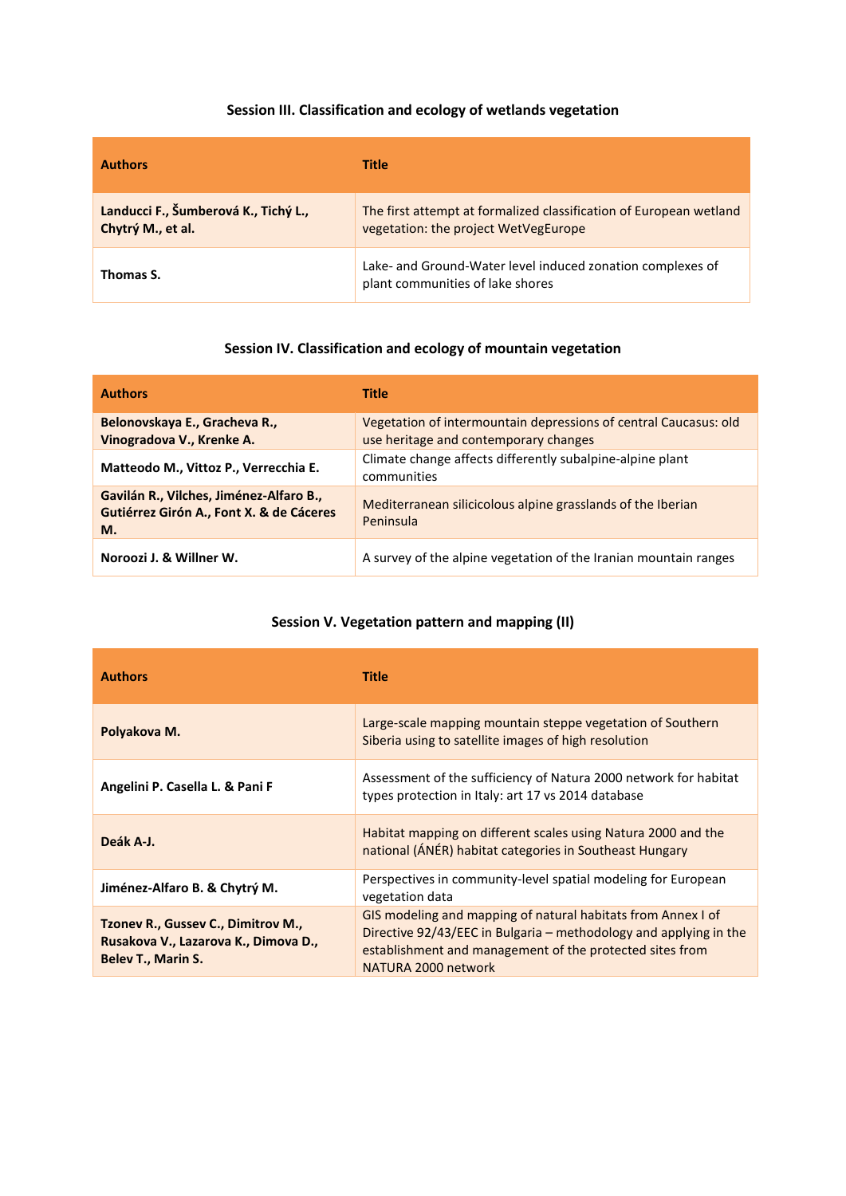### Session III. Classification and ecology of wetlands vegetation

| Authors | Title |
|---|---|
| **Landucci F., Šumberová K., Tichý L., Chytrý M., et al.** | The first attempt at formalized classification of European wetland vegetation: the project WetVegEurope |
| **Thomas S.** | Lake- and Ground-Water level induced zonation complexes of plant communities of lake shores |

### Session IV. Classification and ecology of mountain vegetation

| Authors | Title |
|---|---|
| **Belonovskaya E., Gracheva R., Vinogradova V., Krenke A.** | Vegetation of intermountain depressions of central Caucasus: old use heritage and contemporary changes |
| **Matteodo M., Vittoz P., Verrecchia E.** | Climate change affects differently subalpine-alpine plant communities |
| **Gavilán R., Vilches, Jiménez-Alfaro B., Gutiérrez Girón A., Font X. & de Cáceres M.** | Mediterranean silicicolous alpine grasslands of the Iberian Peninsula |
| **Noroozi J. & Willner W.** | A survey of the alpine vegetation of the Iranian mountain ranges |

### Session V. Vegetation pattern and mapping (II)

| Authors | Title |
|---|---|
| **Polyakova M.** | Large-scale mapping mountain steppe vegetation of Southern Siberia using to satellite images of high resolution |
| **Angelini P. Casella L. & Pani F** | Assessment of the sufficiency of Natura 2000 network for habitat types protection in Italy: art 17 vs 2014 database |
| **Deák A-J.** | Habitat mapping on different scales using Natura 2000 and the national (ÁNÉR) habitat categories in Southeast Hungary |
| **Jiménez-Alfaro B. & Chytrý M.** | Perspectives in community-level spatial modeling for European vegetation data |
| **Tzonev R., Gussev C., Dimitrov M., Rusakova V., Lazarova K., Dimova D., Belev T., Marin S.** | GIS modeling and mapping of natural habitats from Annex I of Directive 92/43/EEC in Bulgaria – methodology and applying in the establishment and management of the protected sites from NATURA 2000 network |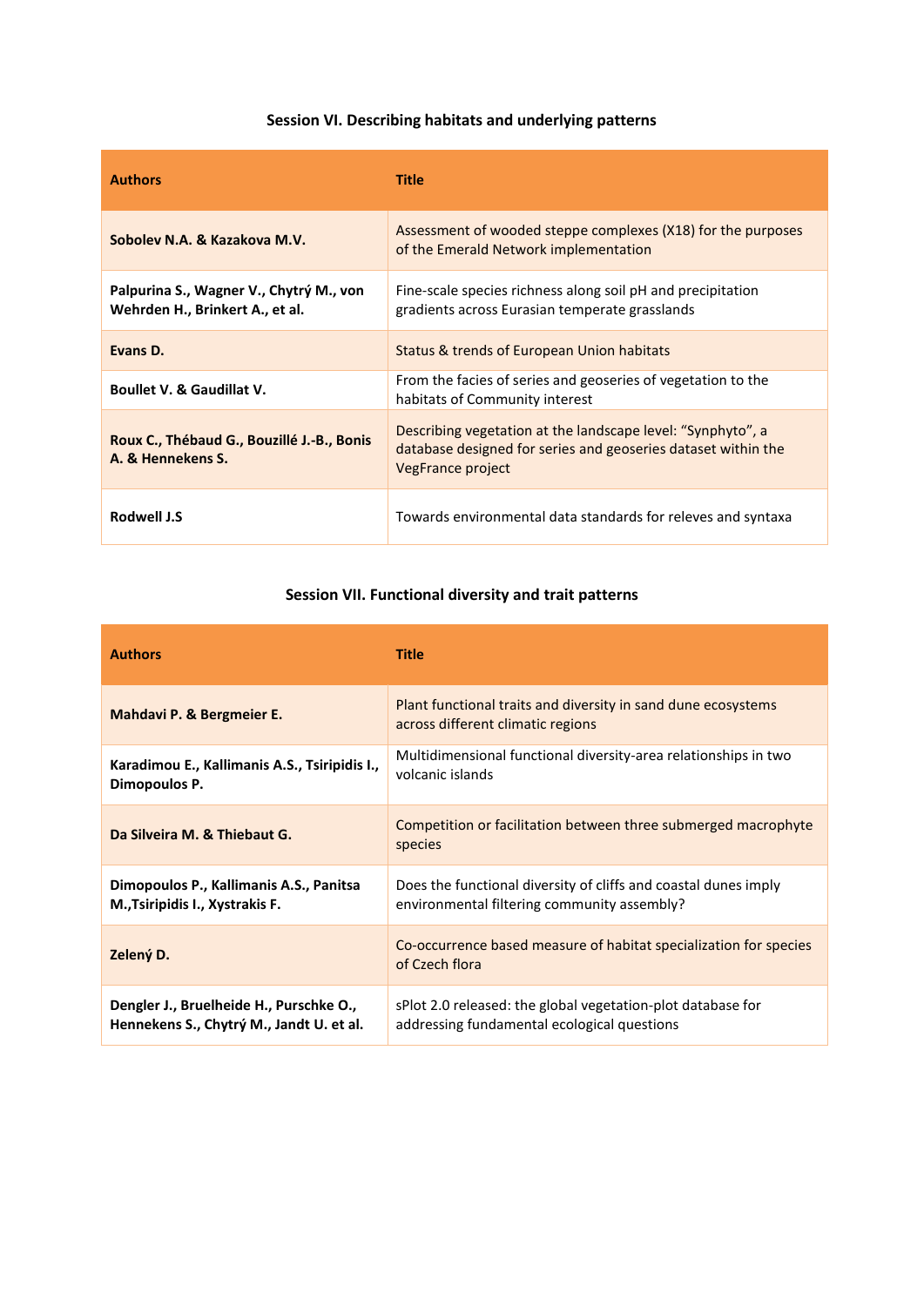### Session VI. Describing habitats and underlying patterns

| Authors | Title |
|---|---|
| **Sobolev N.A. & Kazakova M.V.** | Assessment of wooded steppe complexes (X18) for the purposes of the Emerald Network implementation |
| **Palpurina S., Wagner V., Chytrý M., von Wehrden H., Brinkert A., et al.** | Fine-scale species richness along soil pH and precipitation gradients across Eurasian temperate grasslands |
| **Evans D.** | Status & trends of European Union habitats |
| **Boullet V. & Gaudillat V.** | From the facies of series and geoseries of vegetation to the habitats of Community interest |
| **Roux C., Thébaud G., Bouzillé J.-B., Bonis A. & Hennekens S.** | Describing vegetation at the landscape level: "Synphyto", a database designed for series and geoseries dataset within the VegFrance project |
| **Rodwell J.S** | Towards environmental data standards for releves and syntaxa |

### Session VII. Functional diversity and trait patterns

| Authors | Title |
|---|---|
| **Mahdavi P. & Bergmeier E.** | Plant functional traits and diversity in sand dune ecosystems across different climatic regions |
| **Karadimou E., Kallimanis A.S., Tsiripidis I., Dimopoulos P.** | Multidimensional functional diversity-area relationships in two volcanic islands |
| **Da Silveira M. & Thiebaut G.** | Competition or facilitation between three submerged macrophyte species |
| **Dimopoulos P., Kallimanis A.S., Panitsa M.,Tsiripidis I., Xystrakis F.** | Does the functional diversity of cliffs and coastal dunes imply environmental filtering community assembly? |
| **Zelený D.** | Co-occurrence based measure of habitat specialization for species of Czech flora |
| **Dengler J., Bruelheide H., Purschke O., Hennekens S., Chytrý M., Jandt U. et al.** | sPlot 2.0 released: the global vegetation-plot database for addressing fundamental ecological questions |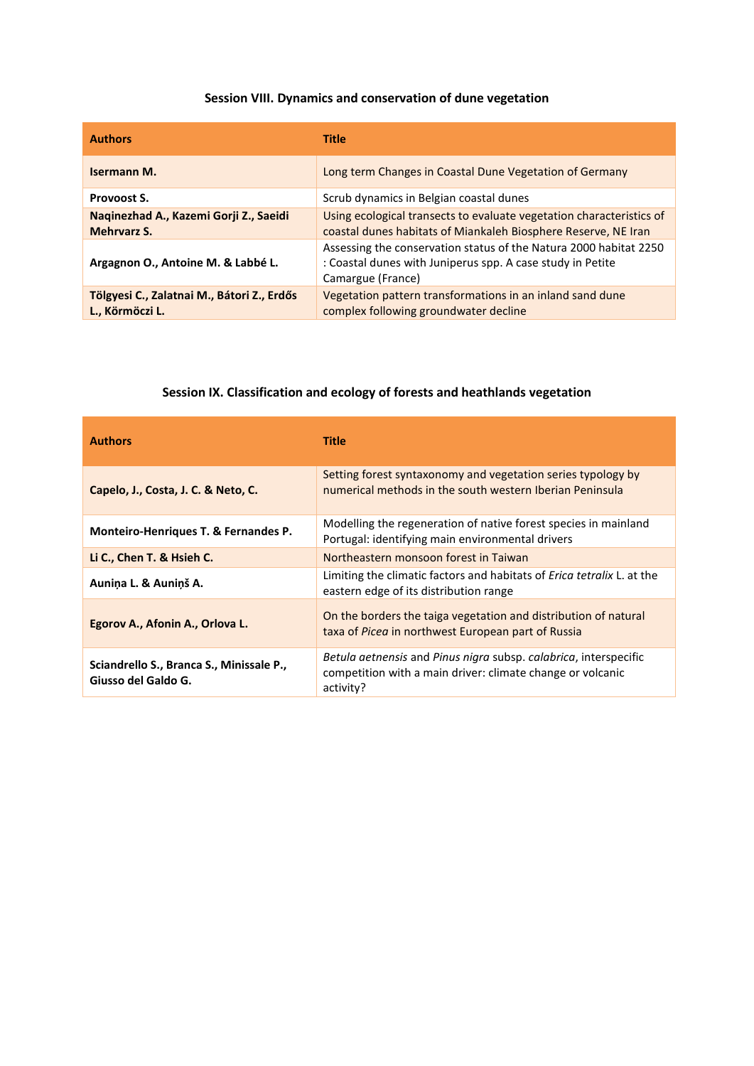### Session VIII. Dynamics and conservation of dune vegetation

| Authors | Title |
|---|---|
| **Isermann M.** | Long term Changes in Coastal Dune Vegetation of Germany |
| **Provoost S.** | Scrub dynamics in Belgian coastal dunes |
| **Naqinezhad A., Kazemi Gorji Z., Saeidi Mehrvarz S.** | Using ecological transects to evaluate vegetation characteristics of coastal dunes habitats of Miankaleh Biosphere Reserve, NE Iran |
| **Argagnon O., Antoine M. & Labbé L.** | Assessing the conservation status of the Natura 2000 habitat 2250 : Coastal dunes with Juniperus spp. A case study in Petite Camargue (France) |
| **Tölgyesi C., Zalatnai M., Bátori Z., Erdős L., Körmöczi L.** | Vegetation pattern transformations in an inland sand dune complex following groundwater decline |

### Session IX. Classification and ecology of forests and heathlands vegetation

| Authors | Title |
|---|---|
| **Capelo, J., Costa, J. C. & Neto, C.** | Setting forest syntaxonomy and vegetation series typology by numerical methods in the south western Iberian Peninsula |
| **Monteiro-Henriques T. & Fernandes P.** | Modelling the regeneration of native forest species in mainland Portugal: identifying main environmental drivers |
| **Li C., Chen T. & Hsieh C.** | Northeastern monsoon forest in Taiwan |
| **Auniņa L. & Auniņš A.** | Limiting the climatic factors and habitats of *Erica tetralix* L. at the eastern edge of its distribution range |
| **Egorov A., Afonin A., Orlova L.** | On the borders the taiga vegetation and distribution of natural taxa of *Picea* in northwest European part of Russia |
| **Sciandrello S., Branca S., Minissale P., Giusso del Galdo G.** | *Betula aetnensis* and *Pinus nigra* subsp. *calabrica*, interspecific competition with a main driver: climate change or volcanic activity? |